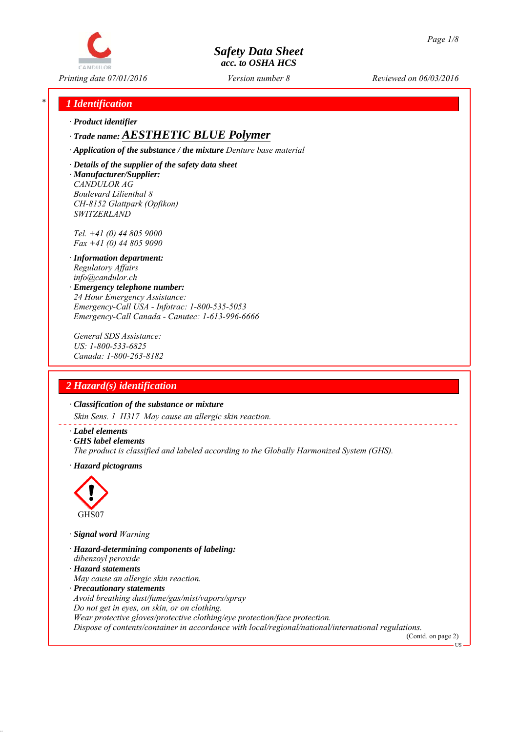# Safety Data Sheet
## acc. to OSHA HCS

Printing date 07/01/2016 Version number 8 Reviewed on 06/03/2016

## 1 Identification

· **Product identifier**

· **Trade name: AESTHETIC BLUE Polymer**

· **Application of the substance / the mixture** Denture base material

· **Details of the supplier of the safety data sheet**

· **Manufacturer/Supplier:**
CANDULOR AG
Boulevard Lilienthal 8
CH-8152 Glattpark (Opfikon)
SWITZERLAND

Tel. +41 (0) 44 805 9000
Fax +41 (0) 44 805 9090

· **Information department:**
Regulatory Affairs
info@candulor.ch

· **Emergency telephone number:**
24 Hour Emergency Assistance:
Emergency-Call USA - Infotrac: 1-800-535-5053
Emergency-Call Canada - Canutec: 1-613-996-6666

General SDS Assistance:
US: 1-800-533-6825
Canada: 1-800-263-8182

## 2 Hazard(s) identification

· **Classification of the substance or mixture**

Skin Sens. 1 H317 May cause an allergic skin reaction.

· **Label elements**

· **GHS label elements**
The product is classified and labeled according to the Globally Harmonized System (GHS).

· **Hazard pictograms**

GHS07

· **Signal word** Warning

· **Hazard-determining components of labeling:**
dibenzoyl peroxide

· **Hazard statements**
May cause an allergic skin reaction.

· **Precautionary statements**
Avoid breathing dust/fume/gas/mist/vapors/spray
Do not get in eyes, on skin, or on clothing.
Wear protective gloves/protective clothing/eye protection/face protection.
Dispose of contents/container in accordance with local/regional/national/international regulations.

(Contd. on page 2)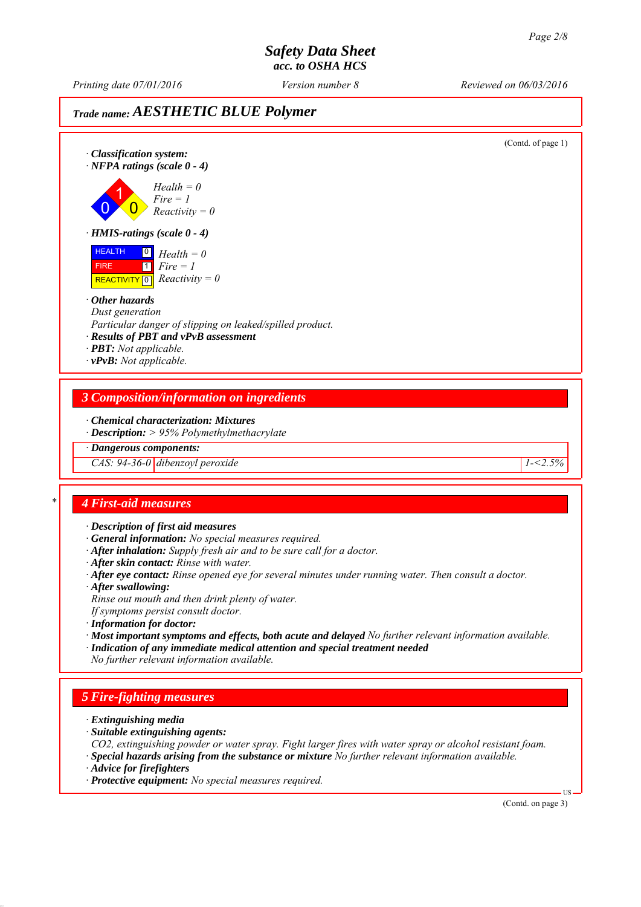# Safety Data Sheet
acc. to OSHA HCS

Printing date 07/01/2016 Version number 8 Reviewed on 06/03/2016

**Trade name: AESTHETIC BLUE Polymer**

(Contd. of page 1)

· **Classification system:**
· **NFPA ratings (scale 0 - 4)**

Health = 0
Fire = 1
Reactivity = 0

· **HMIS-ratings (scale 0 - 4)**

| | | |
|---|---|---|
| HEALTH | 0 | Health = 0 |
| FIRE | 1 | Fire = 1 |
| REACTIVITY | 0 | Reactivity = 0 |

· **Other hazards**
Dust generation
Particular danger of slipping on leaked/spilled product.
· **Results of PBT and vPvB assessment**
· **PBT:** Not applicable.
· **vPvB:** Not applicable.

## 3 Composition/information on ingredients

· **Chemical characterization: Mixtures**
· **Description:** > 95% Polymethylmethacrylate

| · Dangerous components: | | |
|---|---|---|
| CAS: 94-36-0 | dibenzoyl peroxide | 1-<2.5% |

## 4 First-aid measures

· **Description of first aid measures**
· **General information:** No special measures required.
· **After inhalation:** Supply fresh air and to be sure call for a doctor.
· **After skin contact:** Rinse with water.
· **After eye contact:** Rinse opened eye for several minutes under running water. Then consult a doctor.
· **After swallowing:**
Rinse out mouth and then drink plenty of water.
If symptoms persist consult doctor.
· **Information for doctor:**
· **Most important symptoms and effects, both acute and delayed** No further relevant information available.
· **Indication of any immediate medical attention and special treatment needed**
No further relevant information available.

## 5 Fire-fighting measures

· **Extinguishing media**
· **Suitable extinguishing agents:**
CO2, extinguishing powder or water spray. Fight larger fires with water spray or alcohol resistant foam.
· **Special hazards arising from the substance or mixture** No further relevant information available.
· **Advice for firefighters**
· **Protective equipment:** No special measures required.

(Contd. on page 3)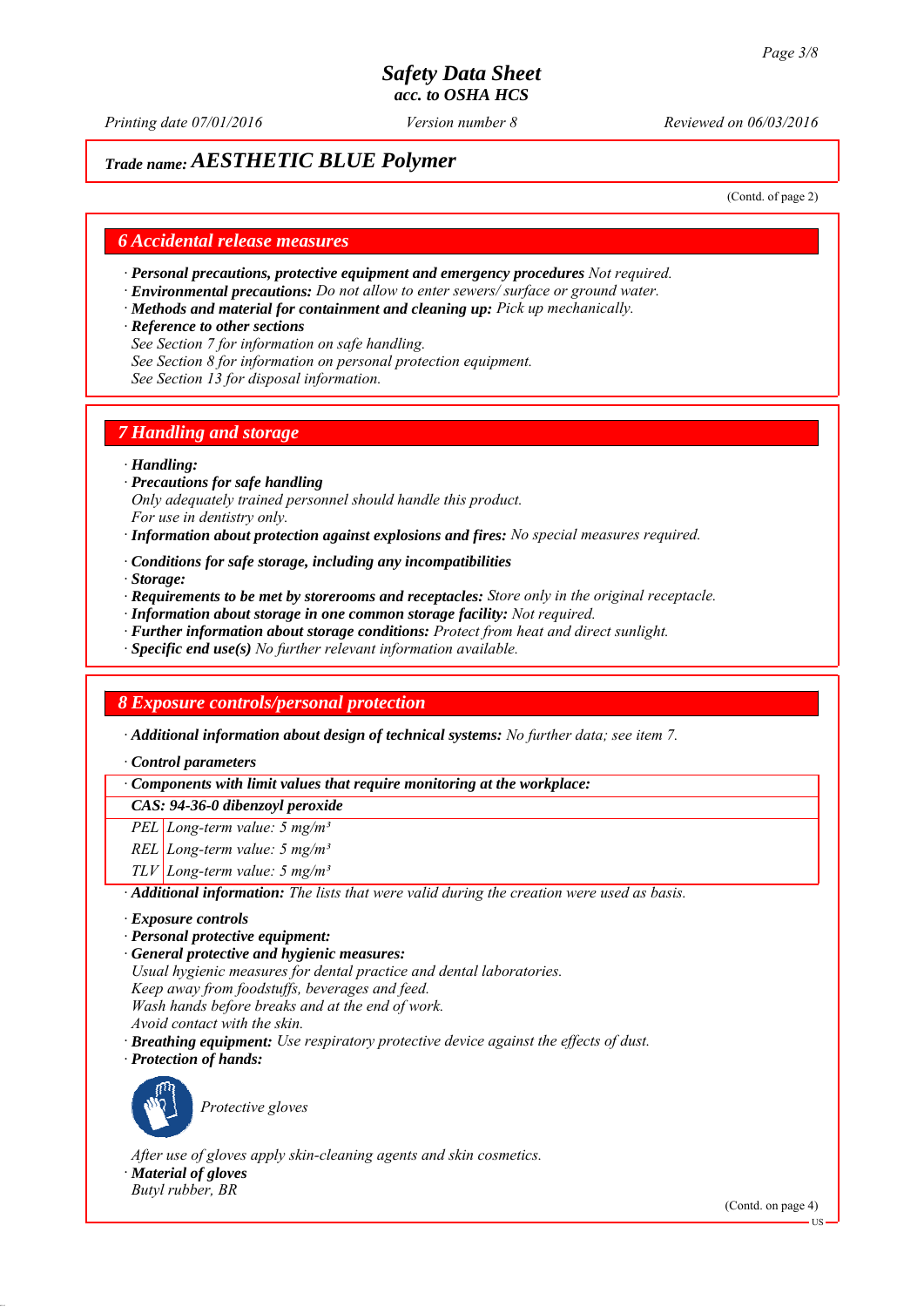# Safety Data Sheet
## acc. to OSHA HCS

*Printing date 07/01/2016* *Version number 8* *Reviewed on 06/03/2016*

**Trade name: AESTHETIC BLUE Polymer**

(Contd. of page 2)

## 6 Accidental release measures

- ***Personal precautions, protective equipment and emergency procedures*** *Not required.*
- ***Environmental precautions:*** *Do not allow to enter sewers/ surface or ground water.*
- ***Methods and material for containment and cleaning up:*** *Pick up mechanically.*
- ***Reference to other sections***
  *See Section 7 for information on safe handling.*
  *See Section 8 for information on personal protection equipment.*
  *See Section 13 for disposal information.*

## 7 Handling and storage

- ***Handling:***
- ***Precautions for safe handling***
  *Only adequately trained personnel should handle this product.*
  *For use in dentistry only.*
- ***Information about protection against explosions and fires:*** *No special measures required.*
- ***Conditions for safe storage, including any incompatibilities***
- ***Storage:***
- ***Requirements to be met by storerooms and receptacles:*** *Store only in the original receptacle.*
- ***Information about storage in one common storage facility:*** *Not required.*
- ***Further information about storage conditions:*** *Protect from heat and direct sunlight.*
- ***Specific end use(s)*** *No further relevant information available.*

## 8 Exposure controls/personal protection

- ***Additional information about design of technical systems:*** *No further data; see item 7.*
- ***Control parameters***

| · Components with limit values that require monitoring at the workplace: | |
|---|---|
| **CAS: 94-36-0 dibenzoyl peroxide** | |
| PEL | Long-term value: 5 mg/m³ |
| REL | Long-term value: 5 mg/m³ |
| TLV | Long-term value: 5 mg/m³ |

- ***Additional information:*** *The lists that were valid during the creation were used as basis.*

- ***Exposure controls***
- ***Personal protective equipment:***
- ***General protective and hygienic measures:***
  *Usual hygienic measures for dental practice and dental laboratories.*
  *Keep away from foodstuffs, beverages and feed.*
  *Wash hands before breaks and at the end of work.*
  *Avoid contact with the skin.*
- ***Breathing equipment:*** *Use respiratory protective device against the effects of dust.*
- ***Protection of hands:***

  *Protective gloves*

  *After use of gloves apply skin-cleaning agents and skin cosmetics.*
- ***Material of gloves***
  *Butyl rubber, BR*

(Contd. on page 4)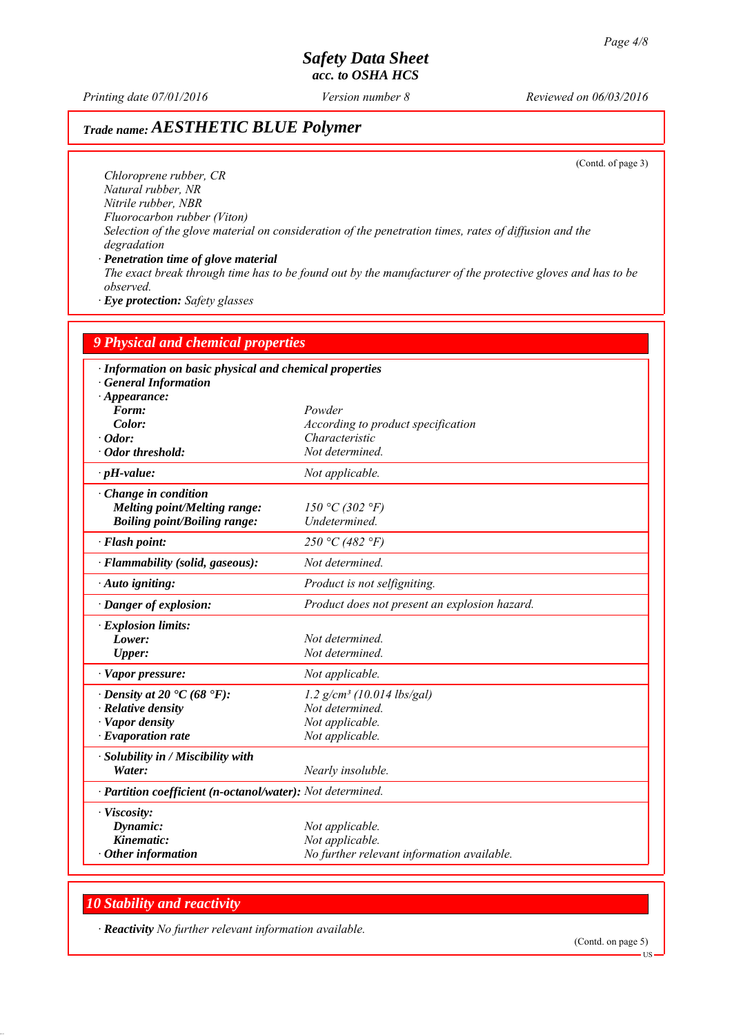*Safety Data Sheet*
*acc. to OSHA HCS*

Printing date 07/01/2016 Version number 8 Reviewed on 06/03/2016

## Trade name: AESTHETIC BLUE Polymer

(Contd. of page 3)

Chloroprene rubber, CR
Natural rubber, NR
Nitrile rubber, NBR
Fluorocarbon rubber (Viton)
Selection of the glove material on consideration of the penetration times, rates of diffusion and the degradation

· **Penetration time of glove material**
The exact break through time has to be found out by the manufacturer of the protective gloves and has to be observed.

· **Eye protection:** Safety glasses

## 9 Physical and chemical properties

| · **Information on basic physical and chemical properties** | |
|---|---|
| · **General Information** | |
| · **Appearance:** | |
| **Form:** | Powder |
| **Color:** | According to product specification |
| · **Odor:** | Characteristic |
| · **Odor threshold:** | Not determined. |
| · **pH-value:** | Not applicable. |
| · **Change in condition** | |
| **Melting point/Melting range:** | 150 °C (302 °F) |
| **Boiling point/Boiling range:** | Undetermined. |
| · **Flash point:** | 250 °C (482 °F) |
| · **Flammability (solid, gaseous):** | Not determined. |
| · **Auto igniting:** | Product is not selfigniting. |
| · **Danger of explosion:** | Product does not present an explosion hazard. |
| · **Explosion limits:** | |
| **Lower:** | Not determined. |
| **Upper:** | Not determined. |
| · **Vapor pressure:** | Not applicable. |
| · **Density at 20 °C (68 °F):** | 1.2 g/cm³ (10.014 lbs/gal) |
| · **Relative density** | Not determined. |
| · **Vapor density** | Not applicable. |
| · **Evaporation rate** | Not applicable. |
| · **Solubility in / Miscibility with** | |
| **Water:** | Nearly insoluble. |
| · **Partition coefficient (n-octanol/water):** | Not determined. |
| · **Viscosity:** | |
| **Dynamic:** | Not applicable. |
| **Kinematic:** | Not applicable. |
| · **Other information** | No further relevant information available. |

## 10 Stability and reactivity

· **Reactivity** No further relevant information available.

(Contd. on page 5)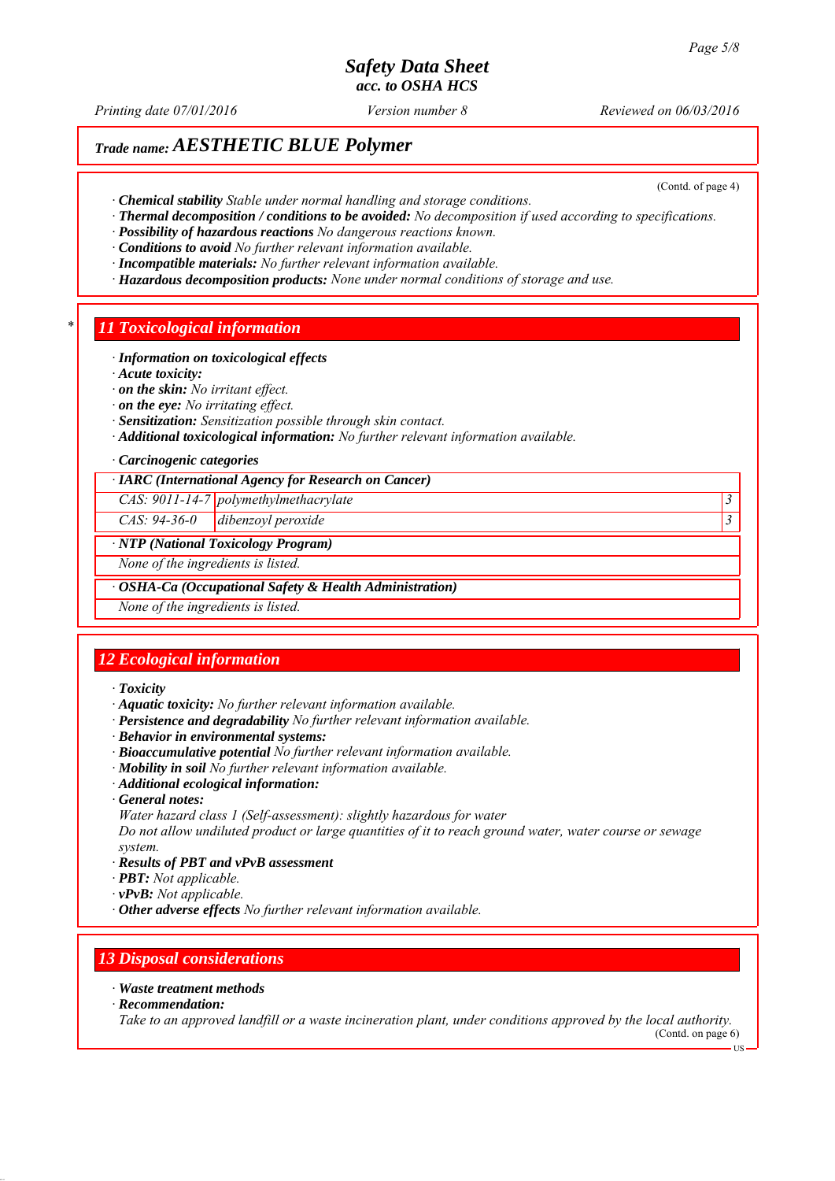# Safety Data Sheet
### acc. to OSHA HCS

*Printing date 07/01/2016* | *Version number 8* | *Reviewed on 06/03/2016*

## Trade name: AESTHETIC BLUE Polymer

(Contd. of page 4)

· ***Chemical stability*** *Stable under normal handling and storage conditions.*
· ***Thermal decomposition / conditions to be avoided:*** *No decomposition if used according to specifications.*
· ***Possibility of hazardous reactions*** *No dangerous reactions known.*
· ***Conditions to avoid*** *No further relevant information available.*
· ***Incompatible materials:*** *No further relevant information available.*
· ***Hazardous decomposition products:*** *None under normal conditions of storage and use.*

## * 11 Toxicological information

· ***Information on toxicological effects***
· ***Acute toxicity:***
· ***on the skin:*** *No irritant effect.*
· ***on the eye:*** *No irritating effect.*
· ***Sensitization:*** *Sensitization possible through skin contact.*
· ***Additional toxicological information:*** *No further relevant information available.*

· ***Carcinogenic categories***

| · IARC (International Agency for Research on Cancer) | | |
|---|---|---|
| CAS: 9011-14-7 | polymethylmethacrylate | 3 |
| CAS: 94-36-0 | dibenzoyl peroxide | 3 |

| · NTP (National Toxicology Program) |
|---|
| None of the ingredients is listed. |

| · OSHA-Ca (Occupational Safety & Health Administration) |
|---|
| None of the ingredients is listed. |

## 12 Ecological information

· ***Toxicity***
· ***Aquatic toxicity:*** *No further relevant information available.*
· ***Persistence and degradability*** *No further relevant information available.*
· ***Behavior in environmental systems:***
· ***Bioaccumulative potential*** *No further relevant information available.*
· ***Mobility in soil*** *No further relevant information available.*
· ***Additional ecological information:***
· ***General notes:***
*Water hazard class 1 (Self-assessment): slightly hazardous for water*
*Do not allow undiluted product or large quantities of it to reach ground water, water course or sewage system.*
· ***Results of PBT and vPvB assessment***
· ***PBT:*** *Not applicable.*
· ***vPvB:*** *Not applicable.*
· ***Other adverse effects*** *No further relevant information available.*

## 13 Disposal considerations

· ***Waste treatment methods***
· ***Recommendation:***
*Take to an approved landfill or a waste incineration plant, under conditions approved by the local authority.*

(Contd. on page 6)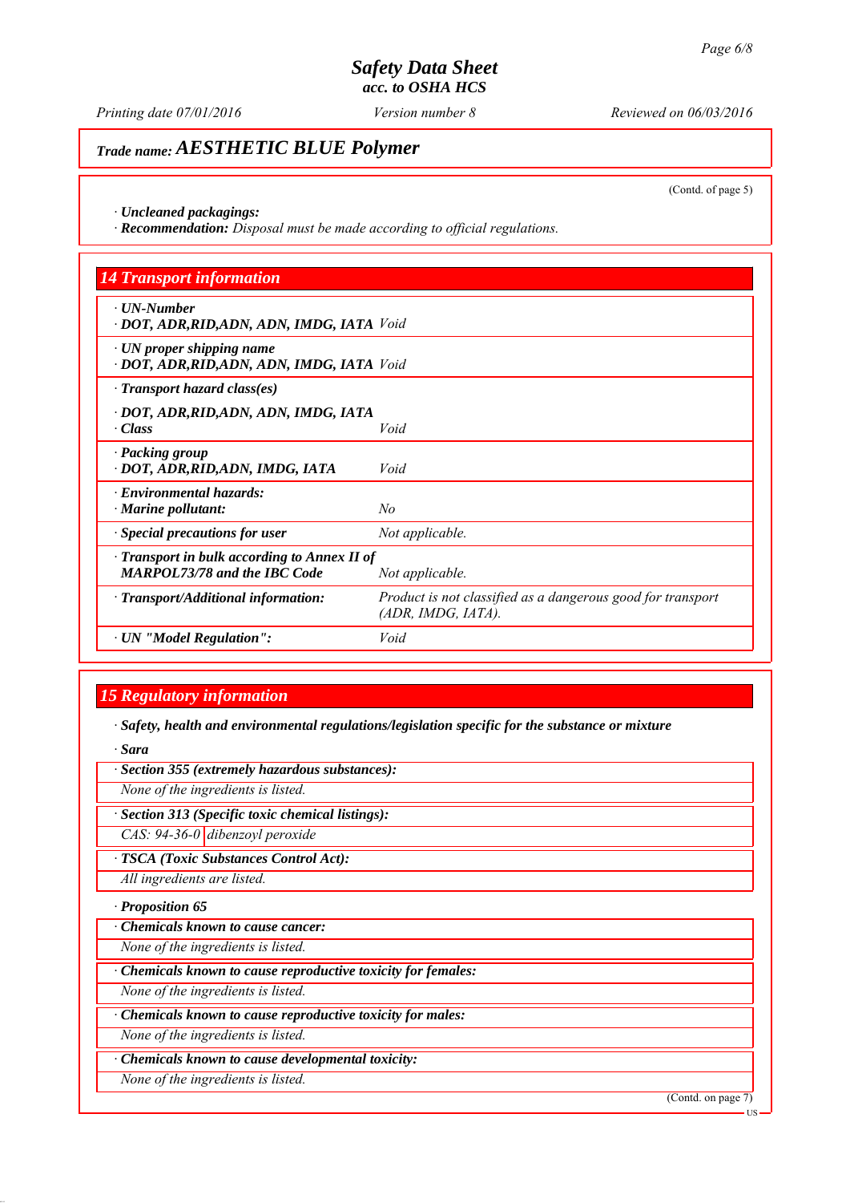# Safety Data Sheet
acc. to OSHA HCS

*Printing date 07/01/2016* · *Version number 8* · *Reviewed on 06/03/2016*

## Trade name: AESTHETIC BLUE Polymer

(Contd. of page 5)

· **Uncleaned packagings:**
· **Recommendation:** *Disposal must be made according to official regulations.*

## 14 Transport information

| | |
|---|---|
| · **UN-Number**<br>· **DOT, ADR,RID,ADN, ADN, IMDG, IATA** | *Void* |
| · **UN proper shipping name**<br>· **DOT, ADR,RID,ADN, ADN, IMDG, IATA** | *Void* |
| · **Transport hazard class(es)** | |
| · **DOT, ADR,RID,ADN, ADN, IMDG, IATA**<br>· **Class** | *Void* |
| · **Packing group**<br>· **DOT, ADR,RID,ADN, IMDG, IATA** | *Void* |
| · **Environmental hazards:**<br>· **Marine pollutant:** | *No* |
| · **Special precautions for user** | *Not applicable.* |
| · **Transport in bulk according to Annex II of MARPOL73/78 and the IBC Code** | *Not applicable.* |
| · **Transport/Additional information:** | *Product is not classified as a dangerous good for transport (ADR, IMDG, IATA).* |
| · **UN "Model Regulation":** | *Void* |

## 15 Regulatory information

· **Safety, health and environmental regulations/legislation specific for the substance or mixture**

· **Sara**

· **Section 355 (extremely hazardous substances):**

*None of the ingredients is listed.*

· **Section 313 (Specific toxic chemical listings):**

| | |
|---|---|
| *CAS: 94-36-0* | *dibenzoyl peroxide* |

· **TSCA (Toxic Substances Control Act):**

*All ingredients are listed.*

· **Proposition 65**

· **Chemicals known to cause cancer:**

*None of the ingredients is listed.*

· **Chemicals known to cause reproductive toxicity for females:**

*None of the ingredients is listed.*

· **Chemicals known to cause reproductive toxicity for males:**

*None of the ingredients is listed.*

· **Chemicals known to cause developmental toxicity:**

*None of the ingredients is listed.*

(Contd. on page 7)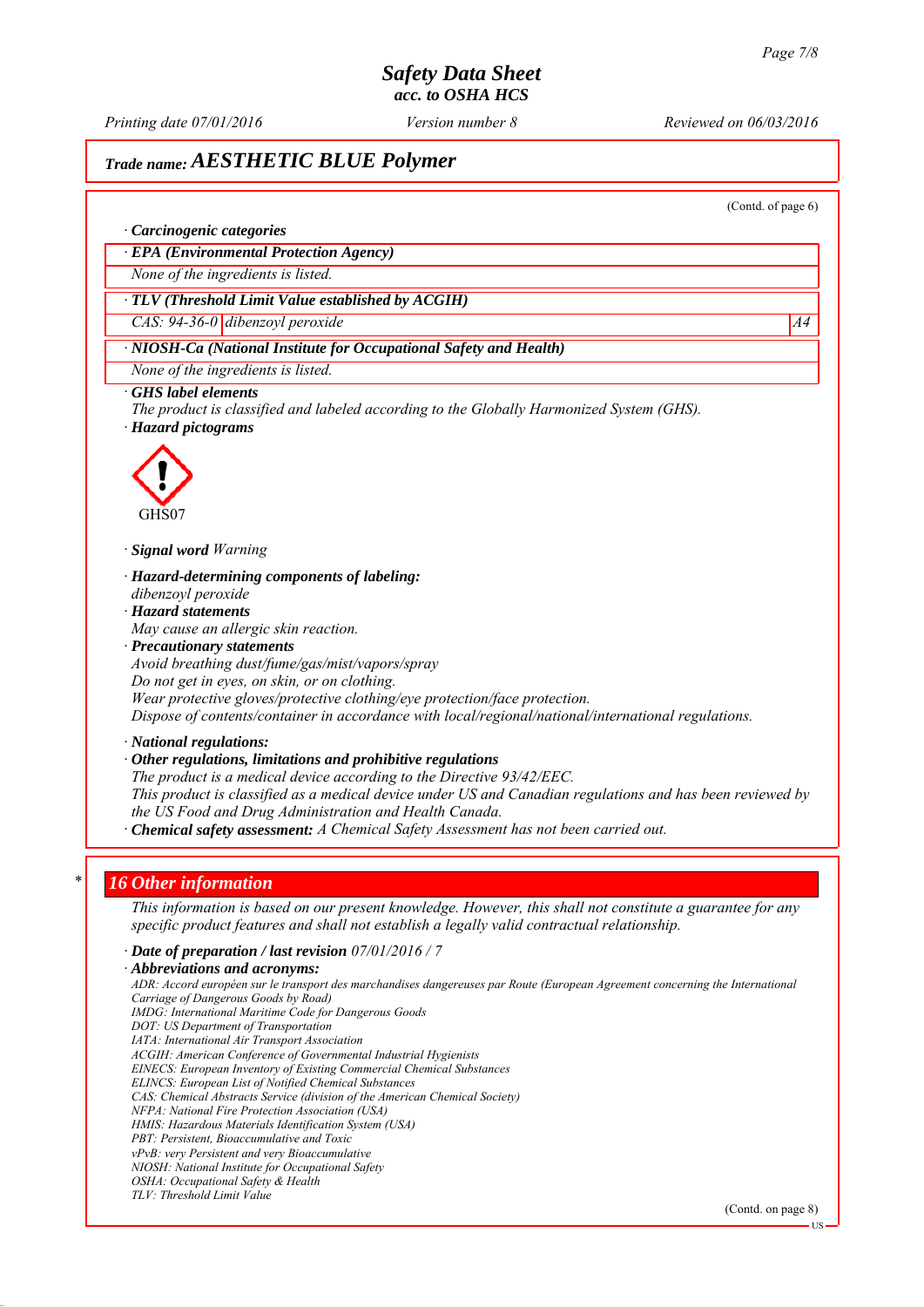## Trade name: AESTHETIC BLUE Polymer

(Contd. of page 6)

· **Carcinogenic categories**

| · EPA (Environmental Protection Agency) | | |
|---|---|---|
| None of the ingredients is listed. | | |
| · **TLV (Threshold Limit Value established by ACGIH)** | | |
| CAS: 94-36-0 | dibenzoyl peroxide | A4 |
| · **NIOSH-Ca (National Institute for Occupational Safety and Health)** | | |
| None of the ingredients is listed. | | |

· **GHS label elements**
*The product is classified and labeled according to the Globally Harmonized System (GHS).*

· **Hazard pictograms**

GHS07

· **Signal word** *Warning*

· **Hazard-determining components of labeling:**
*dibenzoyl peroxide*

· **Hazard statements**
*May cause an allergic skin reaction.*

· **Precautionary statements**
*Avoid breathing dust/fume/gas/mist/vapors/spray*
*Do not get in eyes, on skin, or on clothing.*
*Wear protective gloves/protective clothing/eye protection/face protection.*
*Dispose of contents/container in accordance with local/regional/national/international regulations.*

· **National regulations:**

· **Other regulations, limitations and prohibitive regulations**
*The product is a medical device according to the Directive 93/42/EEC.*
*This product is classified as a medical device under US and Canadian regulations and has been reviewed by the US Food and Drug Administration and Health Canada.*

· **Chemical safety assessment:** *A Chemical Safety Assessment has not been carried out.*

## 16 Other information

*This information is based on our present knowledge. However, this shall not constitute a guarantee for any specific product features and shall not establish a legally valid contractual relationship.*

· **Date of preparation / last revision** *07/01/2016 / 7*

· **Abbreviations and acronyms:**
*ADR: Accord européen sur le transport des marchandises dangereuses par Route (European Agreement concerning the International Carriage of Dangerous Goods by Road)*
*IMDG: International Maritime Code for Dangerous Goods*
*DOT: US Department of Transportation*
*IATA: International Air Transport Association*
*ACGIH: American Conference of Governmental Industrial Hygienists*
*EINECS: European Inventory of Existing Commercial Chemical Substances*
*ELINCS: European List of Notified Chemical Substances*
*CAS: Chemical Abstracts Service (division of the American Chemical Society)*
*NFPA: National Fire Protection Association (USA)*
*HMIS: Hazardous Materials Identification System (USA)*
*PBT: Persistent, Bioaccumulative and Toxic*
*vPvB: very Persistent and very Bioaccumulative*
*NIOSH: National Institute for Occupational Safety*
*OSHA: Occupational Safety & Health*
*TLV: Threshold Limit Value*

(Contd. on page 8)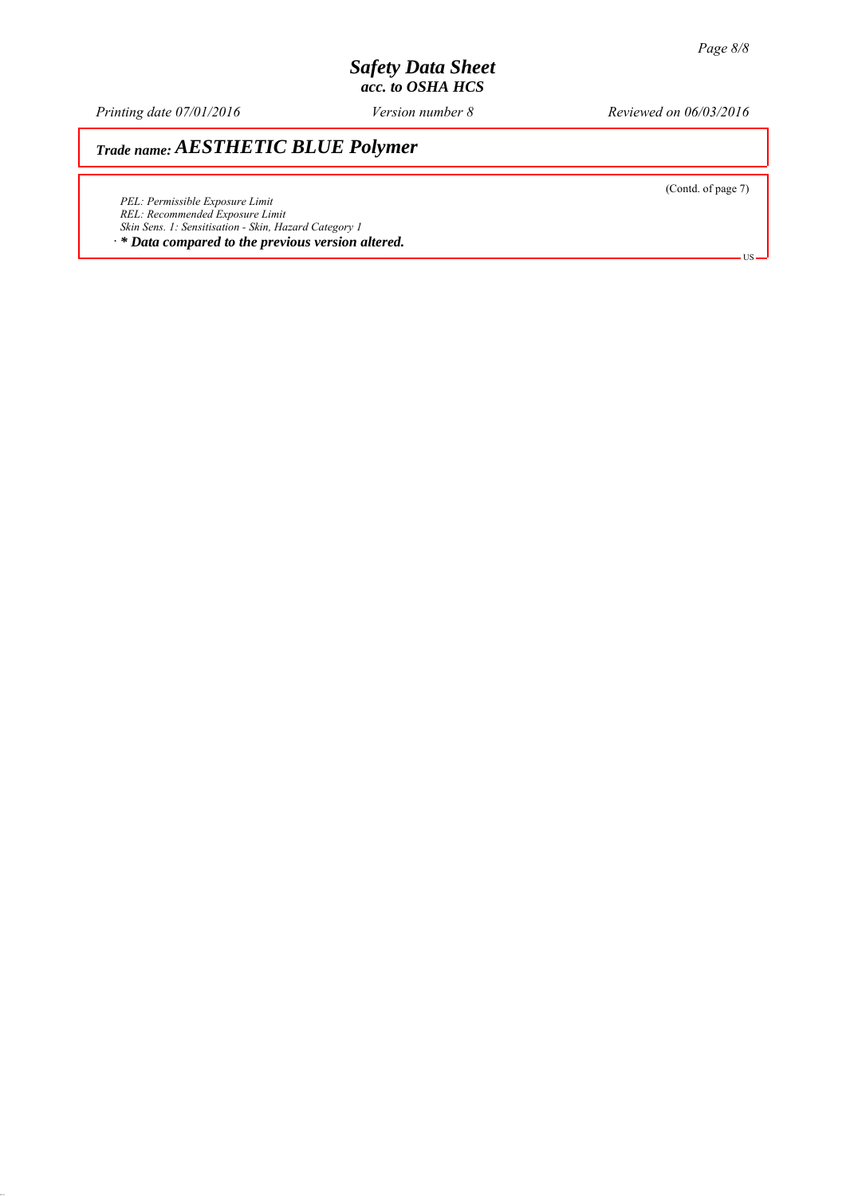## Trade name: AESTHETIC BLUE Polymer

(Contd. of page 7)

*PEL: Permissible Exposure Limit*
*REL: Recommended Exposure Limit*
*Skin Sens. 1: Sensitisation - Skin, Hazard Category 1*

· ***\* Data compared to the previous version altered.***